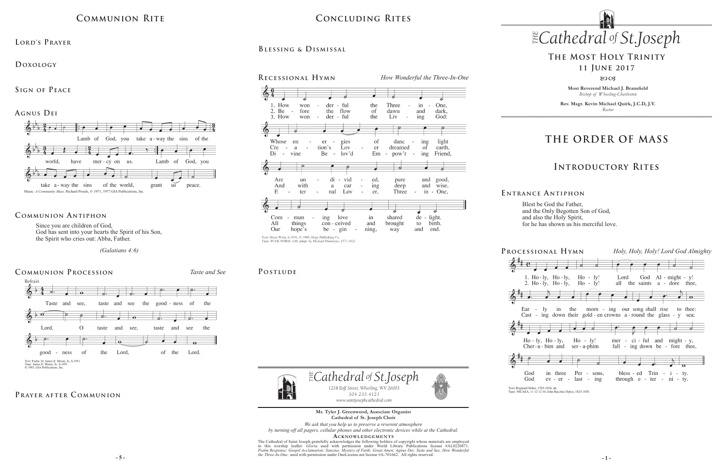## Communion Rite

### Lord's Prayer

### Doxology

### Sign of Peace

### Agnus Dei

Lamb of God, you take a-way the sins of the world, have mer-cy on us. Lamb of God, you take a-way the sins of the world, grant us peace.

Music: *A Community Mass,* Richard Proulx, © 1971, 1977 GIA Publications, Inc.

### Communion Antiphon

Since you are children of God,
God has sent into your hearts the Spirit of his Son,
the Spirit who cries out: Abba, Father.

*(Galatians 4:6)*

### Communion Procession

*Taste and See*

Refrain

Taste and see, taste and see the good-ness of the Lord. O taste and see, taste and see the good-ness of the Lord, of the Lord.

Text: Psalm 34; James E. Moore, Jr., b.1951
Tune: James E. Moore, Jr., b.1951
© 1983, GIA Publications, Inc.

### Prayer after Communion

## Concluding Rites

### Blessing & Dismissal

### Recessional Hymn

*How Wonderful the Three-In-One*

1. How won-der-ful the Three-in-One, Whose en-er-gies of danc-ing light Are un-di-vid-ed, pure and good, Com-mun-ing love in shared de-light.
2. Be-fore the flow of dawn and dark, Cre-a-tion's Lov-er dreamed of earth, And with a car-ing deep and wise, All things con-ceived and brought to birth.
3. How won-der-ful the Liv-ing God: Di-vine Be-lov'd Em-pow'r-ing Friend, E-ter-nal Lov-er, Three-in-One, Our hope's be-gin-ning, way and end.

Text: Brian Wren, b.1936, © 1989, Hope Publishing Co.
Tune: PUER NOBIS, LM; adapt. by Michael Praetorius, 1571-1621

### Postlude

THE Cathedral of St.Joseph
1218 Eoff Street, Wheeling, WV 26003
304.233.4121
www.saintjosephcathedral.com

**Mr. Tyler J. Greenwood, Associate Organist**
**Cathedral of St. Joseph Choir**

*We ask that you help us to preserve a reverent atmosphere*
*by turning off all pagers, cellular phones and other electronic devices while at the Cathedral.*

**Acknowledgements**

The Cathedral of Saint Joseph gratefully acknowledges the following holders of copyright whose materials are employed in this worship leaflet: *Gloria* used with permission under World Library Publications license #AL0220871. *Psalm Response; Gospel Acclamation; Sanctus; Mystery of Faith; Great Amen; Agnus Dei; Taste and See; How Wonderful the Three-In-One;* used with permission under OneLicense.net license #A-701662. All rights reserved.

# THE Cathedral of St.Joseph

## The Most Holy Trinity
## 11 June 2017

**Most Reverend Michael J. Bransfield**
*Bishop of Wheeling-Charleston*

**Rev. Msgr. Kevin Michael Quirk, J.C.D, J.V.**
*Rector*

# THE ORDER OF MASS

## Introductory Rites

### Entrance Antiphon

Blest be God the Father,
and the Only Begotten Son of God,
and also the Holy Spirit,
for he has shown us his merciful love.

### Processional Hymn

*Holy, Holy, Holy! Lord God Almighty*

1. Ho-ly, Ho-ly, Ho-ly! Lord God Al-might-y! Ear-ly in the morn-ing our song shall rise to thee: Ho-ly, Ho-ly, Ho-ly! mer-ci-ful and might-y, God in three Per-sons, bless-ed Trin-i-ty.
2. Ho-ly, Ho-ly, Ho-ly! all the saints a-dore thee, Cast-ing down their gold-en crowns a-round the glass-y sea; Cher-u-bim and ser-a-phim fall-ing down be-fore thee, God ev-er-last-ing through e-ter-ni-ty.

Text: Reginald Heber, 1783-1826, alt.
Tune: NICAEA, 11 12 12 10; John Bacchus Dykes, 1823-1876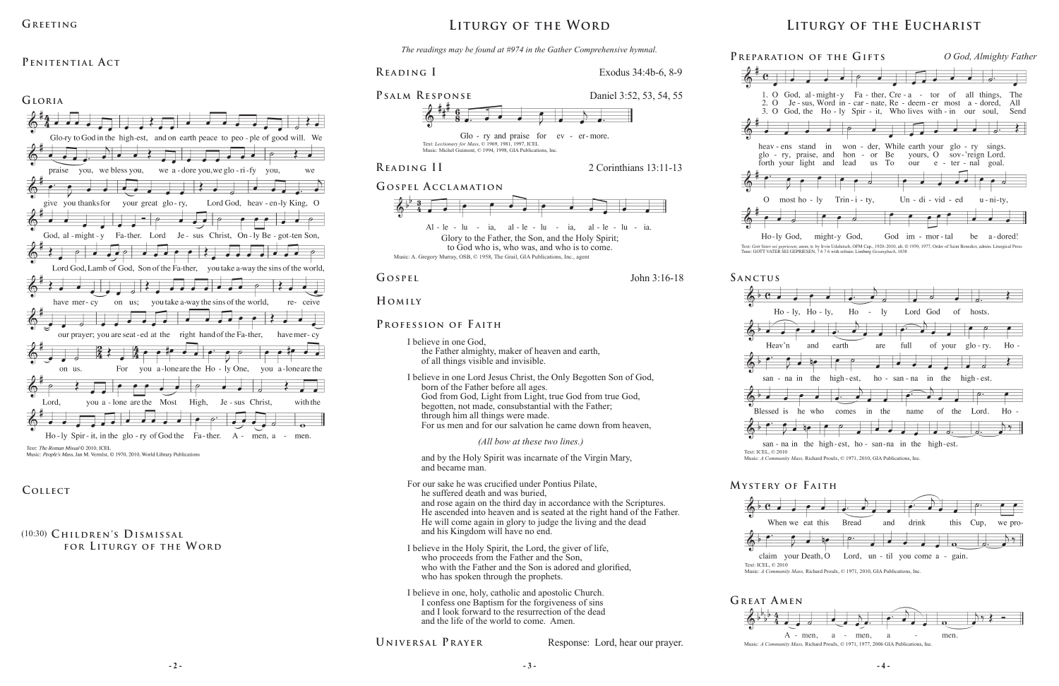## Greeting

## Penitential Act

## Gloria

Glo-ry to God in the high-est, and on earth peace to peo-ple of good will. We praise you, we bless you, we a-dore you, we glo-ri-fy you, we give you thanks for your great glo-ry, Lord God, heav-en-ly King, O God, al-might-y Fa-ther. Lord Je-sus Christ, On-ly Be-got-ten Son, Lord God, Lamb of God, Son of the Fa-ther, you take a-way the sins of the world, have mer-cy on us; you take a-way the sins of the world, re-ceive our prayer; you are seat-ed at the right hand of the Fa-ther, have mer-cy on us. For you a-lone are the Ho-ly One, you a-lone are the Lord, you a-lone are the Most High, Je-sus Christ, with the Ho-ly Spir-it, in the glo-ry of God the Fa-ther. A-men, a-men.

Text: *The Roman Missal* © 2010, ICEL
Music: *People's Mass,* Jan M. Vermulst, © 1970, 2010, World Library Publications

## Collect

## (10:30) Children's Dismissal for Liturgy of the Word

# Liturgy of the Word

*The readings may be found at #974 in the Gather Comprehensive hymnal.*

## Reading I

Exodus 34:4b-6, 8-9

## Psalm Response

Daniel 3:52, 53, 54, 55

Glo-ry and praise for ev-er-more.

Text: *Lectionary for Mass,* © 1969, 1981, 1997, ICEL
Music: Michel Guimont, © 1994, 1998, GIA Publications, Inc.

## Reading II

2 Corinthians 13:11-13

## Gospel Acclamation

Al-le-lu-ia, al-le-lu-ia, al-le-lu-ia.

Glory to the Father, the Son, and the Holy Spirit;
to God who is, who was, and who is to come.

Music: A. Gregory Murray, OSB, © 1958, The Grail, GIA Publications, Inc., agent

## Gospel

John 3:16-18

## Homily

## Profession of Faith

I believe in one God,
the Father almighty, maker of heaven and earth,
of all things visible and invisible.

I believe in one Lord Jesus Christ, the Only Begotten Son of God,
born of the Father before all ages.
God from God, Light from Light, true God from true God,
begotten, not made, consubstantial with the Father;
through him all things were made.
For us men and for our salvation he came down from heaven,

*(All bow at these two lines.)*

and by the Holy Spirit was incarnate of the Virgin Mary,
and became man.

For our sake he was crucified under Pontius Pilate,
he suffered death and was buried,
and rose again on the third day in accordance with the Scriptures.
He ascended into heaven and is seated at the right hand of the Father.
He will come again in glory to judge the living and the dead
and his Kingdom will have no end.

I believe in the Holy Spirit, the Lord, the giver of life,
who proceeds from the Father and the Son,
who with the Father and the Son is adored and glorified,
who has spoken through the prophets.

I believe in one, holy, catholic and apostolic Church.
I confess one Baptism for the forgiveness of sins
and I look forward to the resurrection of the dead
and the life of the world to come. Amen.

## Universal Prayer

Response: Lord, hear our prayer.

# Liturgy of the Eucharist

## Preparation of the Gifts

*O God, Almighty Father*

1. O God, al-might-y Fa-ther, Cre-a-tor of all things, The heav-ens stand in won-der, While earth your glo-ry sings.
2. O Je-sus, Word in-car-nate, Re-deem-er most a-dored, All glo-ry, praise, and hon-or Be yours, O sov-'reign Lord.
3. O God, the Ho-ly Spir-it, Who lives with-in our soul, Send forth your light and lead us To our e-ter-nal goal.

O most ho-ly Trin-i-ty, Un-di-vid-ed u-ni-ty, Ho-ly God, might-y God, God im-mor-tal be a-dored!

Text: *Gott Vater sei gepriesen;* anon; tr. by Irvin Udulutsch, OFM Cap., 1920–2010, alt. © 1959, 1977, Order of Saint Benedict, admin. Liturgical Press
Tune: GOTT VATER SEI GEPRIESEN, 7 6 7 6 with refrain; Limburg *Gesangbuch,* 1838

## Sanctus

Ho-ly, Ho-ly, Ho-ly Lord God of hosts. Heav'n and earth are full of your glo-ry. Ho-san-na in the high-est, ho-san-na in the high-est. Blessed is he who comes in the name of the Lord. Ho-san-na in the high-est, ho-san-na in the high-est.

Text: ICEL, © 2010
Music: *A Community Mass,* Richard Proulx, © 1971, 2010, GIA Publications, Inc.

## Mystery of Faith

When we eat this Bread and drink this Cup, we pro-claim your Death, O Lord, un-til you come a-gain.

Text: ICEL, © 2010
Music: *A Community Mass,* Richard Proulx, © 1971, 2010, GIA Publications, Inc.

## Great Amen

A-men, a-men, a-men.

Music: *A Community Mass,* Richard Proulx, © 1971, 1977, 2006 GIA Publications, Inc.